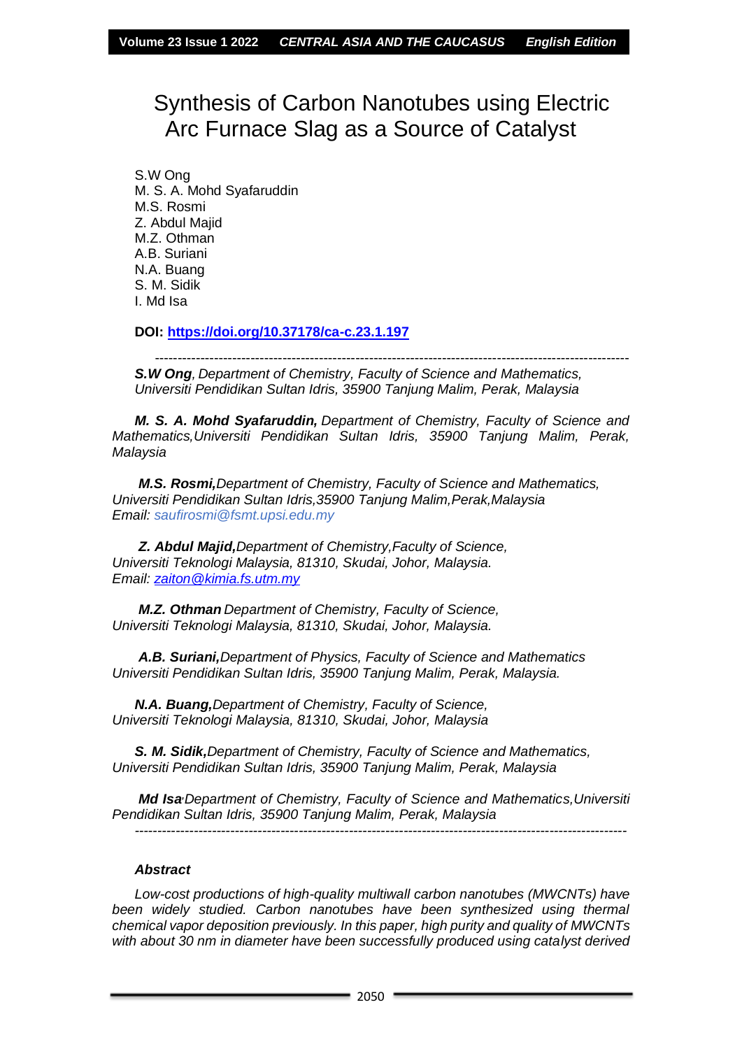# Synthesis of Carbon Nanotubes using Electric Arc Furnace Slag as a Source of Catalyst

S.W Ong
M. S. A. Mohd Syafaruddin
M.S. Rosmi
Z. Abdul Majid
M.Z. Othman
A.B. Suriani
N.A. Buang
S. M. Sidik
I. Md Isa

**DOI: https://doi.org/10.37178/ca-c.23.1.197**

---

***S.W Ong**, Department of Chemistry, Faculty of Science and Mathematics, Universiti Pendidikan Sultan Idris, 35900 Tanjung Malim, Perak, Malaysia*

***M. S. A. Mohd Syafaruddin,** Department of Chemistry, Faculty of Science and Mathematics,Universiti Pendidikan Sultan Idris, 35900 Tanjung Malim, Perak, Malaysia*

***M.S. Rosmi,**Department of Chemistry, Faculty of Science and Mathematics, Universiti Pendidikan Sultan Idris,35900 Tanjung Malim,Perak,Malaysia*
*Email: saufirosmi@fsmt.upsi.edu.my*

***Z. Abdul Majid,**Department of Chemistry,Faculty of Science, Universiti Teknologi Malaysia, 81310, Skudai, Johor, Malaysia.*
*Email: zaiton@kimia.fs.utm.my*

***M.Z. Othman** Department of Chemistry, Faculty of Science, Universiti Teknologi Malaysia, 81310, Skudai, Johor, Malaysia.*

***A.B. Suriani,**Department of Physics, Faculty of Science and Mathematics Universiti Pendidikan Sultan Idris, 35900 Tanjung Malim, Perak, Malaysia.*

***N.A. Buang,**Department of Chemistry, Faculty of Science, Universiti Teknologi Malaysia, 81310, Skudai, Johor, Malaysia*

***S. M. Sidik,**Department of Chemistry, Faculty of Science and Mathematics, Universiti Pendidikan Sultan Idris, 35900 Tanjung Malim, Perak, Malaysia*

***Md Isa**,Department of Chemistry, Faculty of Science and Mathematics,Universiti Pendidikan Sultan Idris, 35900 Tanjung Malim, Perak, Malaysia*

---

### *Abstract*

*Low-cost productions of high-quality multiwall carbon nanotubes (MWCNTs) have been widely studied. Carbon nanotubes have been synthesized using thermal chemical vapor deposition previously. In this paper, high purity and quality of MWCNTs with about 30 nm in diameter have been successfully produced using catalyst derived*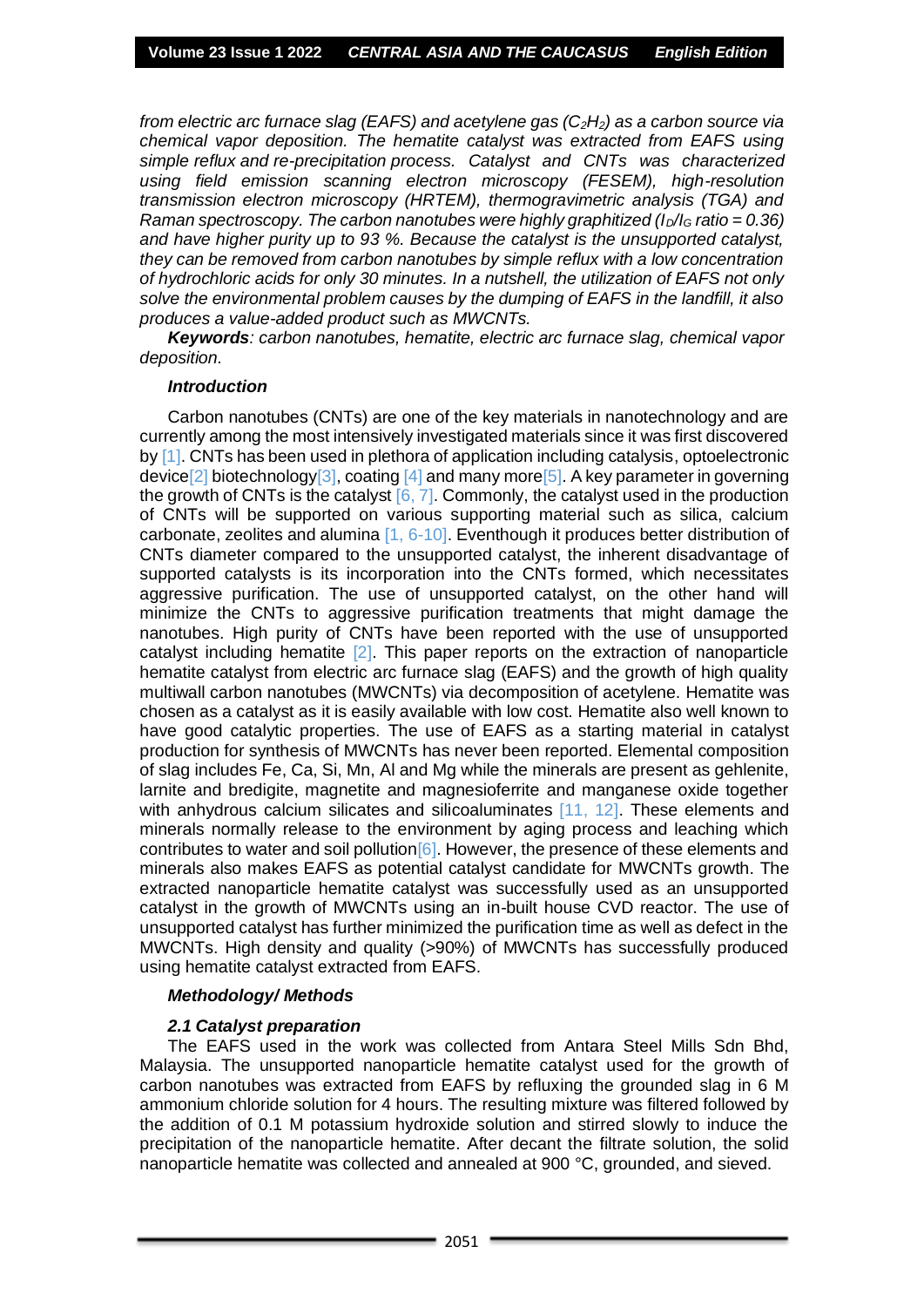*from electric arc furnace slag (EAFS) and acetylene gas ($C_2H_2$) as a carbon source via chemical vapor deposition. The hematite catalyst was extracted from EAFS using simple reflux and re-precipitation process. Catalyst and CNTs was characterized using field emission scanning electron microscopy (FESEM), high-resolution transmission electron microscopy (HRTEM), thermogravimetric analysis (TGA) and Raman spectroscopy. The carbon nanotubes were highly graphitized ($I_D/I_G$ ratio = 0.36) and have higher purity up to 93 %. Because the catalyst is the unsupported catalyst, they can be removed from carbon nanotubes by simple reflux with a low concentration of hydrochloric acids for only 30 minutes. In a nutshell, the utilization of EAFS not only solve the environmental problem causes by the dumping of EAFS in the landfill, it also produces a value-added product such as MWCNTs.*

***Keywords**: carbon nanotubes, hematite, electric arc furnace slag, chemical vapor deposition.*

### *Introduction*

Carbon nanotubes (CNTs) are one of the key materials in nanotechnology and are currently among the most intensively investigated materials since it was first discovered by [1]. CNTs has been used in plethora of application including catalysis, optoelectronic device[2] biotechnology[3], coating [4] and many more[5]. A key parameter in governing the growth of CNTs is the catalyst [6, 7]. Commonly, the catalyst used in the production of CNTs will be supported on various supporting material such as silica, calcium carbonate, zeolites and alumina [1, 6-10]. Eventhough it produces better distribution of CNTs diameter compared to the unsupported catalyst, the inherent disadvantage of supported catalysts is its incorporation into the CNTs formed, which necessitates aggressive purification. The use of unsupported catalyst, on the other hand will minimize the CNTs to aggressive purification treatments that might damage the nanotubes. High purity of CNTs have been reported with the use of unsupported catalyst including hematite [2]. This paper reports on the extraction of nanoparticle hematite catalyst from electric arc furnace slag (EAFS) and the growth of high quality multiwall carbon nanotubes (MWCNTs) via decomposition of acetylene. Hematite was chosen as a catalyst as it is easily available with low cost. Hematite also well known to have good catalytic properties. The use of EAFS as a starting material in catalyst production for synthesis of MWCNTs has never been reported. Elemental composition of slag includes Fe, Ca, Si, Mn, Al and Mg while the minerals are present as gehlenite, larnite and bredigite, magnetite and magnesioferrite and manganese oxide together with anhydrous calcium silicates and silicoaluminates [11, 12]. These elements and minerals normally release to the environment by aging process and leaching which contributes to water and soil pollution[6]. However, the presence of these elements and minerals also makes EAFS as potential catalyst candidate for MWCNTs growth. The extracted nanoparticle hematite catalyst was successfully used as an unsupported catalyst in the growth of MWCNTs using an in-built house CVD reactor. The use of unsupported catalyst has further minimized the purification time as well as defect in the MWCNTs. High density and quality (>90%) of MWCNTs has successfully produced using hematite catalyst extracted from EAFS.

### *Methodology/ Methods*

#### *2.1 Catalyst preparation*

The EAFS used in the work was collected from Antara Steel Mills Sdn Bhd, Malaysia. The unsupported nanoparticle hematite catalyst used for the growth of carbon nanotubes was extracted from EAFS by refluxing the grounded slag in 6 M ammonium chloride solution for 4 hours. The resulting mixture was filtered followed by the addition of 0.1 M potassium hydroxide solution and stirred slowly to induce the precipitation of the nanoparticle hematite. After decant the filtrate solution, the solid nanoparticle hematite was collected and annealed at 900 °C, grounded, and sieved.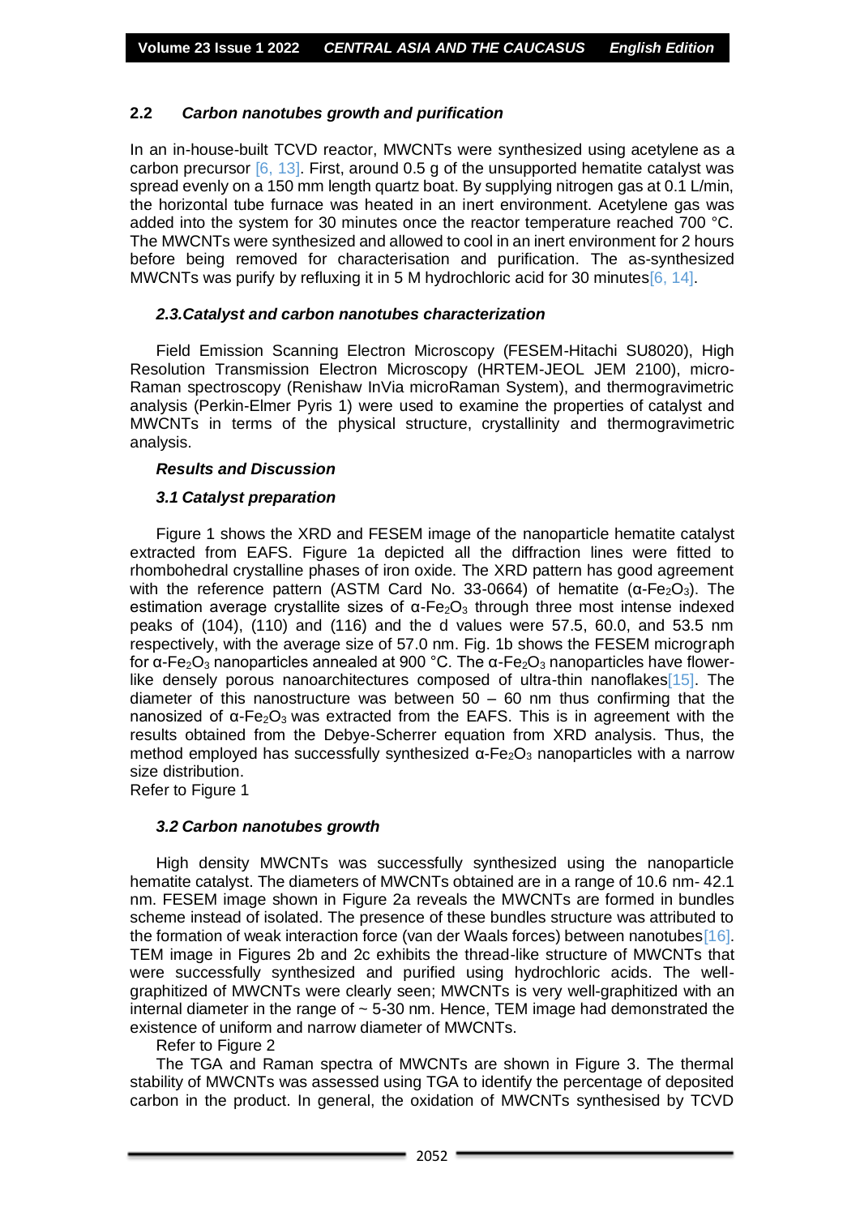### 2.2 *Carbon nanotubes growth and purification*

In an in-house-built TCVD reactor, MWCNTs were synthesized using acetylene as a carbon precursor [6, 13]. First, around 0.5 g of the unsupported hematite catalyst was spread evenly on a 150 mm length quartz boat. By supplying nitrogen gas at 0.1 L/min, the horizontal tube furnace was heated in an inert environment. Acetylene gas was added into the system for 30 minutes once the reactor temperature reached 700 °C. The MWCNTs were synthesized and allowed to cool in an inert environment for 2 hours before being removed for characterisation and purification. The as-synthesized MWCNTs was purify by refluxing it in 5 M hydrochloric acid for 30 minutes[6, 14].

### *2.3.Catalyst and carbon nanotubes characterization*

Field Emission Scanning Electron Microscopy (FESEM-Hitachi SU8020), High Resolution Transmission Electron Microscopy (HRTEM-JEOL JEM 2100), micro-Raman spectroscopy (Renishaw InVia microRaman System), and thermogravimetric analysis (Perkin-Elmer Pyris 1) were used to examine the properties of catalyst and MWCNTs in terms of the physical structure, crystallinity and thermogravimetric analysis.

### *Results and Discussion*

### *3.1 Catalyst preparation*

Figure 1 shows the XRD and FESEM image of the nanoparticle hematite catalyst extracted from EAFS. Figure 1a depicted all the diffraction lines were fitted to rhombohedral crystalline phases of iron oxide. The XRD pattern has good agreement with the reference pattern (ASTM Card No. 33-0664) of hematite ($\alpha$-$Fe_2O_3$). The estimation average crystallite sizes of $\alpha$-$Fe_2O_3$ through three most intense indexed peaks of (104), (110) and (116) and the d values were 57.5, 60.0, and 53.5 nm respectively, with the average size of 57.0 nm. Fig. 1b shows the FESEM micrograph for $\alpha$-$Fe_2O_3$ nanoparticles annealed at 900 °C. The $\alpha$-$Fe_2O_3$ nanoparticles have flower-like densely porous nanoarchitectures composed of ultra-thin nanoflakes[15]. The diameter of this nanostructure was between 50 – 60 nm thus confirming that the nanosized of $\alpha$-$Fe_2O_3$ was extracted from the EAFS. This is in agreement with the results obtained from the Debye-Scherrer equation from XRD analysis. Thus, the method employed has successfully synthesized $\alpha$-$Fe_2O_3$ nanoparticles with a narrow size distribution.
Refer to Figure 1

### *3.2 Carbon nanotubes growth*

High density MWCNTs was successfully synthesized using the nanoparticle hematite catalyst. The diameters of MWCNTs obtained are in a range of 10.6 nm- 42.1 nm. FESEM image shown in Figure 2a reveals the MWCNTs are formed in bundles scheme instead of isolated. The presence of these bundles structure was attributed to the formation of weak interaction force (van der Waals forces) between nanotubes[16]. TEM image in Figures 2b and 2c exhibits the thread-like structure of MWCNTs that were successfully synthesized and purified using hydrochloric acids. The well-graphitized of MWCNTs were clearly seen; MWCNTs is very well-graphitized with an internal diameter in the range of ~ 5-30 nm. Hence, TEM image had demonstrated the existence of uniform and narrow diameter of MWCNTs.

Refer to Figure 2

The TGA and Raman spectra of MWCNTs are shown in Figure 3. The thermal stability of MWCNTs was assessed using TGA to identify the percentage of deposited carbon in the product. In general, the oxidation of MWCNTs synthesised by TCVD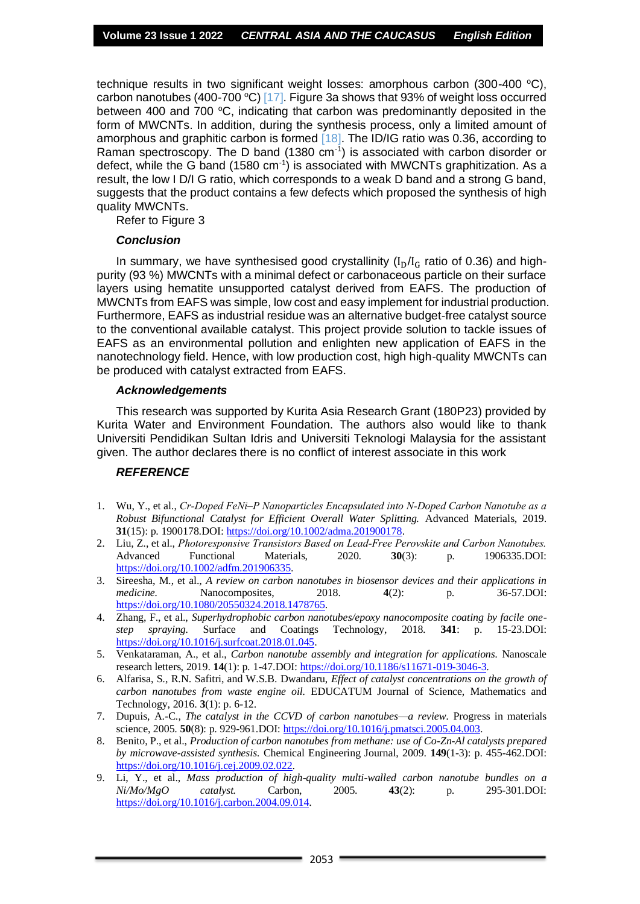technique results in two significant weight losses: amorphous carbon (300-400 °C), carbon nanotubes (400-700 °C) [17]. Figure 3a shows that 93% of weight loss occurred between 400 and 700 °C, indicating that carbon was predominantly deposited in the form of MWCNTs. In addition, during the synthesis process, only a limited amount of amorphous and graphitic carbon is formed [18]. The ID/IG ratio was 0.36, according to Raman spectroscopy. The D band (1380 $cm^{-1}$) is associated with carbon disorder or defect, while the G band (1580 $cm^{-1}$) is associated with MWCNTs graphitization. As a result, the low I D/I G ratio, which corresponds to a weak D band and a strong G band, suggests that the product contains a few defects which proposed the synthesis of high quality MWCNTs.

Refer to Figure 3

### *Conclusion*

In summary, we have synthesised good crystallinity ($I_D/I_G$ ratio of 0.36) and high-purity (93 %) MWCNTs with a minimal defect or carbonaceous particle on their surface layers using hematite unsupported catalyst derived from EAFS. The production of MWCNTs from EAFS was simple, low cost and easy implement for industrial production. Furthermore, EAFS as industrial residue was an alternative budget-free catalyst source to the conventional available catalyst. This project provide solution to tackle issues of EAFS as an environmental pollution and enlighten new application of EAFS in the nanotechnology field. Hence, with low production cost, high high-quality MWCNTs can be produced with catalyst extracted from EAFS.

### *Acknowledgements*

This research was supported by Kurita Asia Research Grant (180P23) provided by Kurita Water and Environment Foundation. The authors also would like to thank Universiti Pendidikan Sultan Idris and Universiti Teknologi Malaysia for the assistant given. The author declares there is no conflict of interest associate in this work

### *REFERENCE*

1. Wu, Y., et al., *Cr-Doped FeNi–P Nanoparticles Encapsulated into N-Doped Carbon Nanotube as a Robust Bifunctional Catalyst for Efficient Overall Water Splitting.* Advanced Materials, 2019. **31**(15): p. 1900178.DOI: https://doi.org/10.1002/adma.201900178.
2. Liu, Z., et al., *Photoresponsive Transistors Based on Lead-Free Perovskite and Carbon Nanotubes.* Advanced Functional Materials, 2020. **30**(3): p. 1906335.DOI: https://doi.org/10.1002/adfm.201906335.
3. Sireesha, M., et al., *A review on carbon nanotubes in biosensor devices and their applications in medicine.* Nanocomposites, 2018. **4**(2): p. 36-57.DOI: https://doi.org/10.1080/20550324.2018.1478765.
4. Zhang, F., et al., *Superhydrophobic carbon nanotubes/epoxy nanocomposite coating by facile one-step spraying.* Surface and Coatings Technology, 2018. **341**: p. 15-23.DOI: https://doi.org/10.1016/j.surfcoat.2018.01.045.
5. Venkataraman, A., et al., *Carbon nanotube assembly and integration for applications.* Nanoscale research letters, 2019. **14**(1): p. 1-47.DOI: https://doi.org/10.1186/s11671-019-3046-3.
6. Alfarisa, S., R.N. Safitri, and W.S.B. Dwandaru, *Effect of catalyst concentrations on the growth of carbon nanotubes from waste engine oil.* EDUCATUM Journal of Science, Mathematics and Technology, 2016. **3**(1): p. 6-12.
7. Dupuis, A.-C., *The catalyst in the CCVD of carbon nanotubes—a review.* Progress in materials science, 2005. **50**(8): p. 929-961.DOI: https://doi.org/10.1016/j.pmatsci.2005.04.003.
8. Benito, P., et al., *Production of carbon nanotubes from methane: use of Co-Zn-Al catalysts prepared by microwave-assisted synthesis.* Chemical Engineering Journal, 2009. **149**(1-3): p. 455-462.DOI: https://doi.org/10.1016/j.cej.2009.02.022.
9. Li, Y., et al., *Mass production of high-quality multi-walled carbon nanotube bundles on a Ni/Mo/MgO catalyst.* Carbon, 2005. **43**(2): p. 295-301.DOI: https://doi.org/10.1016/j.carbon.2004.09.014.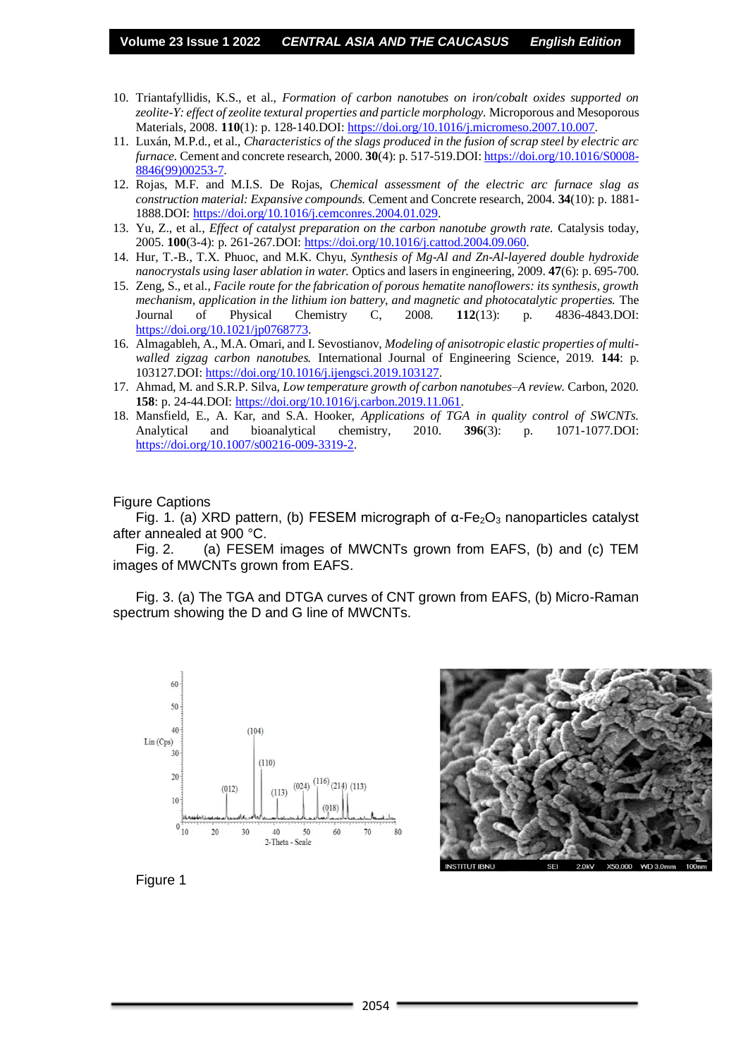10. Triantafyllidis, K.S., et al., *Formation of carbon nanotubes on iron/cobalt oxides supported on zeolite-Y: effect of zeolite textural properties and particle morphology.* Microporous and Mesoporous Materials, 2008. **110**(1): p. 128-140.DOI: https://doi.org/10.1016/j.micromeso.2007.10.007.
11. Luxán, M.P.d., et al., *Characteristics of the slags produced in the fusion of scrap steel by electric arc furnace.* Cement and concrete research, 2000. **30**(4): p. 517-519.DOI: https://doi.org/10.1016/S0008-8846(99)00253-7.
12. Rojas, M.F. and M.I.S. De Rojas, *Chemical assessment of the electric arc furnace slag as construction material: Expansive compounds.* Cement and Concrete research, 2004. **34**(10): p. 1881-1888.DOI: https://doi.org/10.1016/j.cemconres.2004.01.029.
13. Yu, Z., et al., *Effect of catalyst preparation on the carbon nanotube growth rate.* Catalysis today, 2005. **100**(3-4): p. 261-267.DOI: https://doi.org/10.1016/j.cattod.2004.09.060.
14. Hur, T.-B., T.X. Phuoc, and M.K. Chyu, *Synthesis of Mg-Al and Zn-Al-layered double hydroxide nanocrystals using laser ablation in water.* Optics and lasers in engineering, 2009. **47**(6): p. 695-700.
15. Zeng, S., et al., *Facile route for the fabrication of porous hematite nanoflowers: its synthesis, growth mechanism, application in the lithium ion battery, and magnetic and photocatalytic properties.* The Journal of Physical Chemistry C, 2008. **112**(13): p. 4836-4843.DOI: https://doi.org/10.1021/jp0768773.
16. Almagableh, A., M.A. Omari, and I. Sevostianov, *Modeling of anisotropic elastic properties of multi-walled zigzag carbon nanotubes.* International Journal of Engineering Science, 2019. **144**: p. 103127.DOI: https://doi.org/10.1016/j.ijengsci.2019.103127.
17. Ahmad, M. and S.R.P. Silva, *Low temperature growth of carbon nanotubes–A review.* Carbon, 2020. **158**: p. 24-44.DOI: https://doi.org/10.1016/j.carbon.2019.11.061.
18. Mansfield, E., A. Kar, and S.A. Hooker, *Applications of TGA in quality control of SWCNTs.* Analytical and bioanalytical chemistry, 2010. **396**(3): p. 1071-1077.DOI: https://doi.org/10.1007/s00216-009-3319-2.

Figure Captions

Fig. 1. (a) XRD pattern, (b) FESEM micrograph of α-$Fe_2O_3$ nanoparticles catalyst after annealed at 900 °C.

Fig. 2. (a) FESEM images of MWCNTs grown from EAFS, (b) and (c) TEM images of MWCNTs grown from EAFS.

Fig. 3. (a) The TGA and DTGA curves of CNT grown from EAFS, (b) Micro-Raman spectrum showing the D and G line of MWCNTs.

Figure 1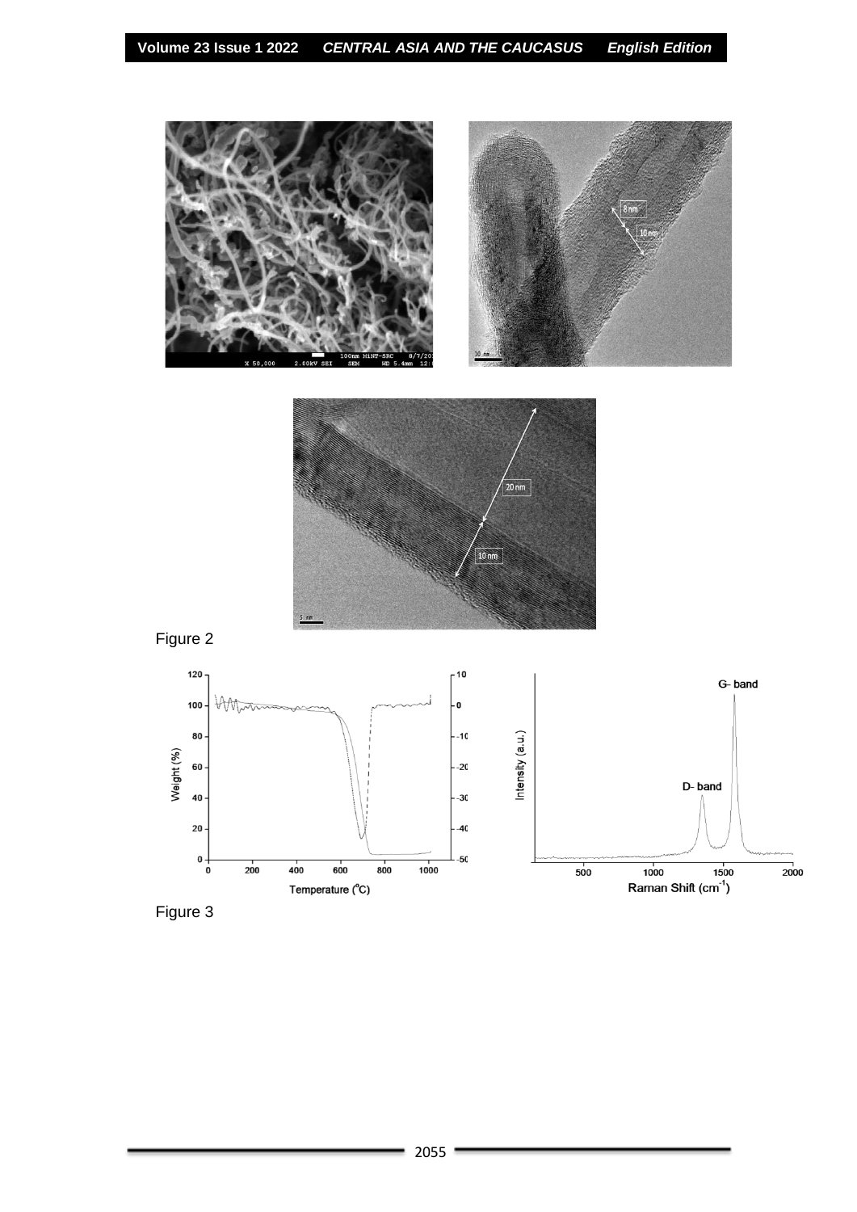Figure 2

Weight (%)

Temperature (°C)

Intensity (a.u.)

Raman Shift (cm⁻¹)

D- band

G- band

Figure 3